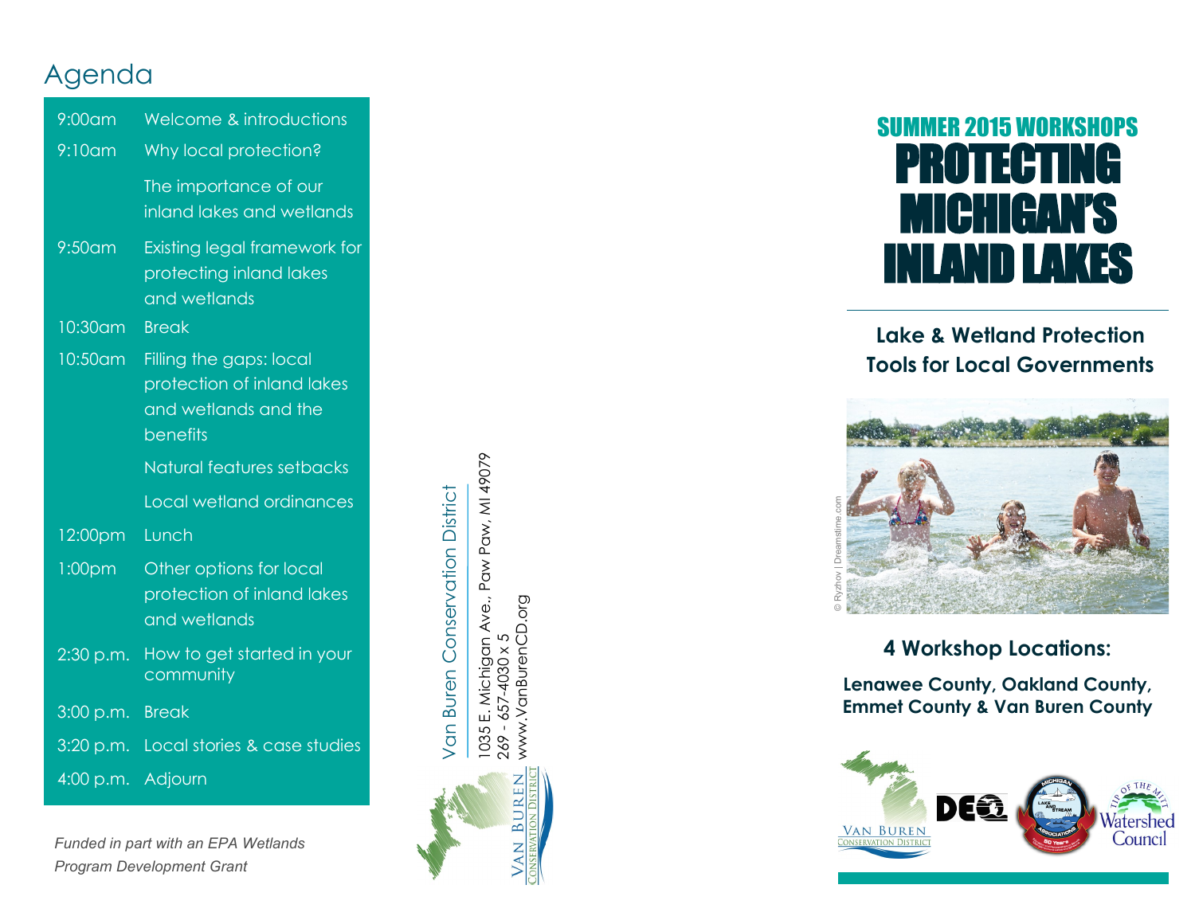## Agenda

| | |
|---|---|
| 9:00am | Welcome & introductions |
| 9:10am | Why local protection? |
| | The importance of our inland lakes and wetlands |
| 9:50am | Existing legal framework for protecting inland lakes and wetlands |
| 10:30am | Break |
| 10:50am | Filling the gaps: local protection of inland lakes and wetlands and the benefits |
| | Natural features setbacks |
| | Local wetland ordinances |
| 12:00pm | Lunch |
| 1:00pm | Other options for local protection of inland lakes and wetlands |
| 2:30 p.m. | How to get started in your community |
| 3:00 p.m. | Break |
| 3:20 p.m. | Local stories & case studies |
| 4:00 p.m. | Adjourn |

*Funded in part with an EPA Wetlands Program Development Grant*

Van Buren Conservation District
1035 E. Michigan Ave., Paw Paw, MI 49079
269 - 657-4030 x 5
www.VanBurenCD.org

Van Buren Conservation District

## SUMMER 2015 WORKSHOPS

# PROTECTING MICHIGAN'S INLAND LAKES

### Lake & Wetland Protection Tools for Local Governments

© Ryzhov | Dreamstime.com

### 4 Workshop Locations:

**Lenawee County, Oakland County, Emmet County & Van Buren County**

Van Buren Conservation District · DEQ · Michigan Lake and Stream Associations · Tip of the Mitt Watershed Council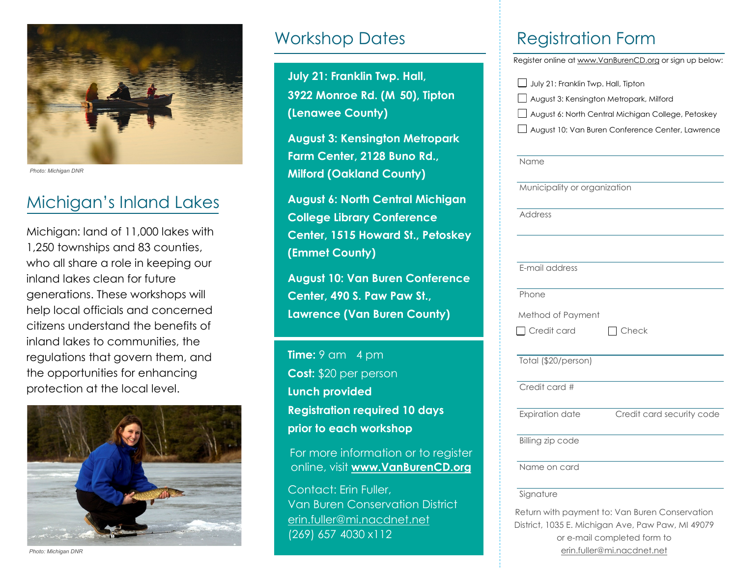Photo: Michigan DNR

## Michigan's Inland Lakes

Michigan: land of 11,000 lakes with 1,250 townships and 83 counties, who all share a role in keeping our inland lakes clean for future generations. These workshops will help local officials and concerned citizens understand the benefits of inland lakes to communities, the regulations that govern them, and the opportunities for enhancing protection at the local level.

Photo: Michigan DNR

## Workshop Dates

**July 21: Franklin Twp. Hall, 3922 Monroe Rd. (M 50), Tipton (Lenawee County)**

**August 3: Kensington Metropark Farm Center, 2128 Buno Rd., Milford (Oakland County)**

**August 6: North Central Michigan College Library Conference Center, 1515 Howard St., Petoskey (Emmet County)**

**August 10: Van Buren Conference Center, 490 S. Paw Paw St., Lawrence (Van Buren County)**

**Time:** 9 am 4 pm
**Cost:** $20 per person
**Lunch provided**
**Registration required 10 days prior to each workshop**

For more information or to register online, visit **www.VanBurenCD.org**

Contact: Erin Fuller,
Van Buren Conservation District
erin.fuller@mi.nacdnet.net
(269) 657 4030 x112

## Registration Form

Register online at www.VanBurenCD.org or sign up below:

- ☐ July 21: Franklin Twp. Hall, Tipton
- ☐ August 3: Kensington Metropark, Milford
- ☐ August 6: North Central Michigan College, Petoskey
- ☐ August 10: Van Buren Conference Center, Lawrence

Name

Municipality or organization

Address

E-mail address

Phone

Method of Payment

☐ Credit card ☐ Check

Total ($20/person)

Credit card #

Expiration date Credit card security code

Billing zip code

Name on card

Signature

Return with payment to: Van Buren Conservation District, 1035 E. Michigan Ave, Paw Paw, MI 49079 or e-mail completed form to erin.fuller@mi.nacdnet.net